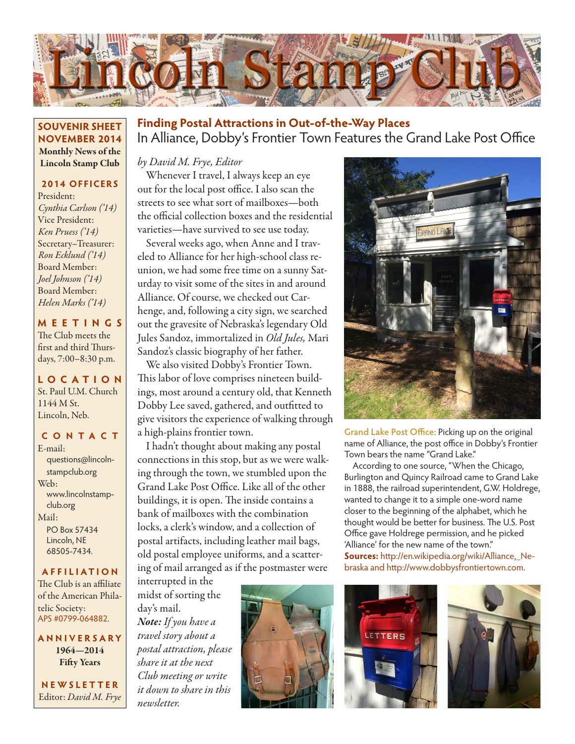# Lincoln Stamp Club

**SOUVENIR SHEET NOVEMBER 2014**
**Monthly News of the Lincoln Stamp Club**

**2014 OFFICERS**
President:
*Cynthia Carlson ('14)*
Vice President:
*Ken Pruess ('14)*
Secretary–Treasurer:
*Ron Ecklund ('14)*
Board Member:
*Joel Johnson ('14)*
Board Member:
*Helen Marks ('14)*

**MEETINGS**
The Club meets the first and third Thursdays, 7:00–8:30 p.m.

**LOCATION**
St. Paul U.M. Church
1144 M St.
Lincoln, Neb.

**CONTACT**
E-mail:
questions@lincolnstampclub.org
Web:
www.lincolnstampclub.org
Mail:
PO Box 57434
Lincoln, NE
68505-7434.

**AFFILIATION**
The Club is an affiliate of the American Philatelic Society:
APS #0799-064882.

**ANNIVERSARY**
**1964—2014**
**Fifty Years**

**NEWSLETTER**
Editor: *David M. Frye*

## Finding Postal Attractions in Out-of-the-Way Places

### In Alliance, Dobby's Frontier Town Features the Grand Lake Post Office

*by David M. Frye, Editor*

Whenever I travel, I always keep an eye out for the local post office. I also scan the streets to see what sort of mailboxes—both the official collection boxes and the residential varieties—have survived to see use today.

Several weeks ago, when Anne and I traveled to Alliance for her high-school class reunion, we had some free time on a sunny Saturday to visit some of the sites in and around Alliance. Of course, we checked out Carhenge, and, following a city sign, we searched out the gravesite of Nebraska's legendary Old Jules Sandoz, immortalized in *Old Jules,* Mari Sandoz's classic biography of her father.

We also visited Dobby's Frontier Town. This labor of love comprises nineteen buildings, most around a century old, that Kenneth Dobby Lee saved, gathered, and outfitted to give visitors the experience of walking through a high-plains frontier town.

I hadn't thought about making any postal connections in this stop, but as we were walking through the town, we stumbled upon the Grand Lake Post Office. Like all of the other buildings, it is open. The inside contains a bank of mailboxes with the combination locks, a clerk's window, and a collection of postal artifacts, including leather mail bags, old postal employee uniforms, and a scattering of mail arranged as if the postmaster were interrupted in the midst of sorting the day's mail.

***Note:** If you have a travel story about a postal attraction, please share it at the next Club meeting or write it down to share in this newsletter.*

**Grand Lake Post Office:** Picking up on the original name of Alliance, the post office in Dobby's Frontier Town bears the name "Grand Lake."

According to one source, "When the Chicago, Burlington and Quincy Railroad came to Grand Lake in 1888, the railroad superintendent, G.W. Holdrege, wanted to change it to a simple one-word name closer to the beginning of the alphabet, which he thought would be better for business. The U.S. Post Office gave Holdrege permission, and he picked 'Alliance' for the new name of the town."

**Sources:** http://en.wikipedia.org/wiki/Alliance,_Nebraska and http://www.dobbysfrontiertown.com.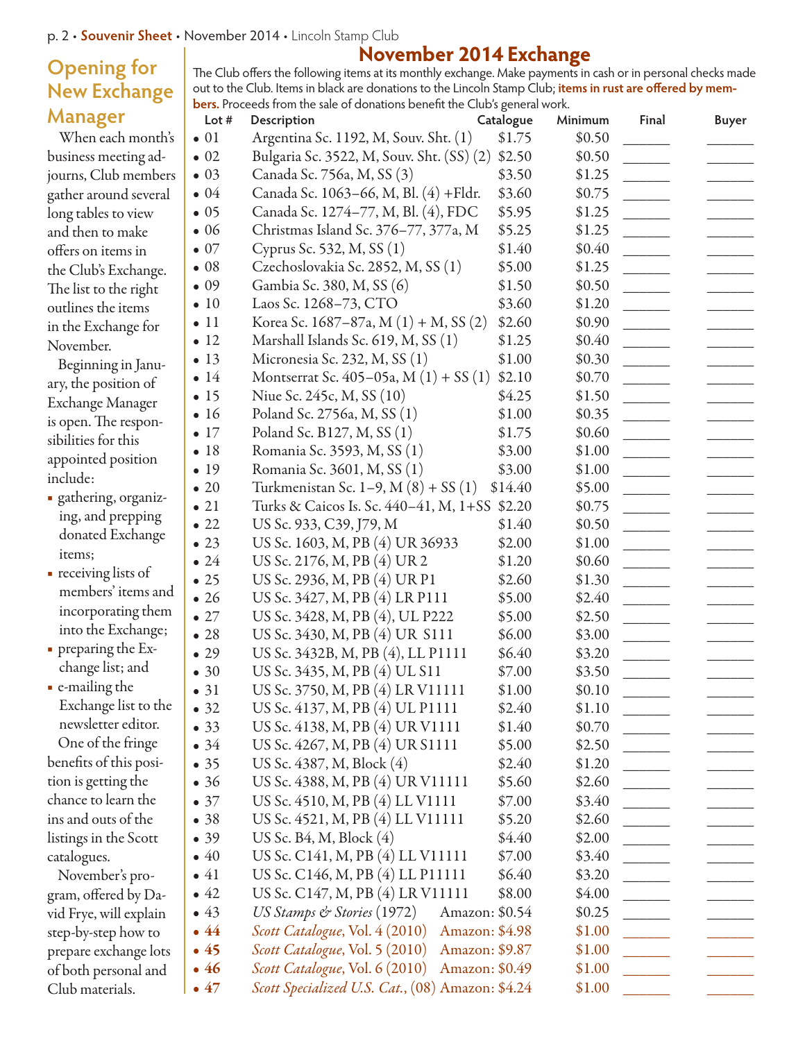## Opening for New Exchange Manager

When each month's business meeting adjourns, Club members gather around several long tables to view and then to make offers on items in the Club's Exchange. The list to the right outlines the items in the Exchange for November.

Beginning in January, the position of Exchange Manager is open. The responsibilities for this appointed position include:

- gathering, organizing, and prepping donated Exchange items;
- receiving lists of members' items and incorporating them into the Exchange;
- preparing the Exchange list; and
- e-mailing the Exchange list to the newsletter editor.

One of the fringe benefits of this position is getting the chance to learn the ins and outs of the listings in the Scott catalogues.

November's program, offered by David Frye, will explain step-by-step how to prepare exchange lots of both personal and Club materials.

## November 2014 Exchange

The Club offers the following items at its monthly exchange. Make payments in cash or in personal checks made out to the Club. Items in black are donations to the Lincoln Stamp Club; **items in rust are offered by members.** Proceeds from the sale of donations benefit the Club's general work.

| Lot # | Description | Catalogue | Minimum | Final | Buyer |
|---|---|---|---|---|---|
| • 01 | Argentina Sc. 1192, M, Souv. Sht. (1) | $1.75 | $0.50 | ______ | ______ |
| • 02 | Bulgaria Sc. 3522, M, Souv. Sht. (SS) (2) | $2.50 | $0.50 | ______ | ______ |
| • 03 | Canada Sc. 756a, M, SS (3) | $3.50 | $1.25 | ______ | ______ |
| • 04 | Canada Sc. 1063–66, M, Bl. (4) +Fldr. | $3.60 | $0.75 | ______ | ______ |
| • 05 | Canada Sc. 1274–77, M, Bl. (4), FDC | $5.95 | $1.25 | ______ | ______ |
| • 06 | Christmas Island Sc. 376–77, 377a, M | $5.25 | $1.25 | ______ | ______ |
| • 07 | Cyprus Sc. 532, M, SS (1) | $1.40 | $0.40 | ______ | ______ |
| • 08 | Czechoslovakia Sc. 2852, M, SS (1) | $5.00 | $1.25 | ______ | ______ |
| • 09 | Gambia Sc. 380, M, SS (6) | $1.50 | $0.50 | ______ | ______ |
| • 10 | Laos Sc. 1268–73, CTO | $3.60 | $1.20 | ______ | ______ |
| • 11 | Korea Sc. 1687–87a, M (1) + M, SS (2) | $2.60 | $0.90 | ______ | ______ |
| • 12 | Marshall Islands Sc. 619, M, SS (1) | $1.25 | $0.40 | ______ | ______ |
| • 13 | Micronesia Sc. 232, M, SS (1) | $1.00 | $0.30 | ______ | ______ |
| • 14 | Montserrat Sc. 405–05a, M (1) + SS (1) | $2.10 | $0.70 | ______ | ______ |
| • 15 | Niue Sc. 245c, M, SS (10) | $4.25 | $1.50 | ______ | ______ |
| • 16 | Poland Sc. 2756a, M, SS (1) | $1.00 | $0.35 | ______ | ______ |
| • 17 | Poland Sc. B127, M, SS (1) | $1.75 | $0.60 | ______ | ______ |
| • 18 | Romania Sc. 3593, M, SS (1) | $3.00 | $1.00 | ______ | ______ |
| • 19 | Romania Sc. 3601, M, SS (1) | $3.00 | $1.00 | ______ | ______ |
| • 20 | Turkmenistan Sc. 1–9, M (8) + SS (1) | $14.40 | $5.00 | ______ | ______ |
| • 21 | Turks & Caicos Is. Sc. 440–41, M, 1+SS | $2.20 | $0.75 | ______ | ______ |
| • 22 | US Sc. 933, C39, J79, M | $1.40 | $0.50 | ______ | ______ |
| • 23 | US Sc. 1603, M, PB (4) UR 36933 | $2.00 | $1.00 | ______ | ______ |
| • 24 | US Sc. 2176, M, PB (4) UR 2 | $1.20 | $0.60 | ______ | ______ |
| • 25 | US Sc. 2936, M, PB (4) UR P1 | $2.60 | $1.30 | ______ | ______ |
| • 26 | US Sc. 3427, M, PB (4) LR P111 | $5.00 | $2.40 | ______ | ______ |
| • 27 | US Sc. 3428, M, PB (4), UL P222 | $5.00 | $2.50 | ______ | ______ |
| • 28 | US Sc. 3430, M, PB (4) UR S111 | $6.00 | $3.00 | ______ | ______ |
| • 29 | US Sc. 3432B, M, PB (4), LL P1111 | $6.40 | $3.20 | ______ | ______ |
| • 30 | US Sc. 3435, M, PB (4) UL S11 | $7.00 | $3.50 | ______ | ______ |
| • 31 | US Sc. 3750, M, PB (4) LR V11111 | $1.00 | $0.10 | ______ | ______ |
| • 32 | US Sc. 4137, M, PB (4) UL P1111 | $2.40 | $1.10 | ______ | ______ |
| • 33 | US Sc. 4138, M, PB (4) UR V1111 | $1.40 | $0.70 | ______ | ______ |
| • 34 | US Sc. 4267, M, PB (4) UR S1111 | $5.00 | $2.50 | ______ | ______ |
| • 35 | US Sc. 4387, M, Block (4) | $2.40 | $1.20 | ______ | ______ |
| • 36 | US Sc. 4388, M, PB (4) UR V11111 | $5.60 | $2.60 | ______ | ______ |
| • 37 | US Sc. 4510, M, PB (4) LL V1111 | $7.00 | $3.40 | ______ | ______ |
| • 38 | US Sc. 4521, M, PB (4) LL V11111 | $5.20 | $2.60 | ______ | ______ |
| • 39 | US Sc. B4, M, Block (4) | $4.40 | $2.00 | ______ | ______ |
| • 40 | US Sc. C141, M, PB (4) LL V11111 | $7.00 | $3.40 | ______ | ______ |
| • 41 | US Sc. C146, M, PB (4) LL P11111 | $6.40 | $3.20 | ______ | ______ |
| • 42 | US Sc. C147, M, PB (4) LR V11111 | $8.00 | $4.00 | ______ | ______ |
| • 43 | *US Stamps & Stories* (1972) | Amazon: $0.54 | $0.25 | ______ | ______ |
| • **44** | *Scott Catalogue*, Vol. 4 (2010) | Amazon: $4.98 | $1.00 | ______ | ______ |
| • **45** | *Scott Catalogue*, Vol. 5 (2010) | Amazon: $9.87 | $1.00 | ______ | ______ |
| • **46** | *Scott Catalogue*, Vol. 6 (2010) | Amazon: $0.49 | $1.00 | ______ | ______ |
| • **47** | *Scott Specialized U.S. Cat.*, (08) | Amazon: $4.24 | $1.00 | ______ | ______ |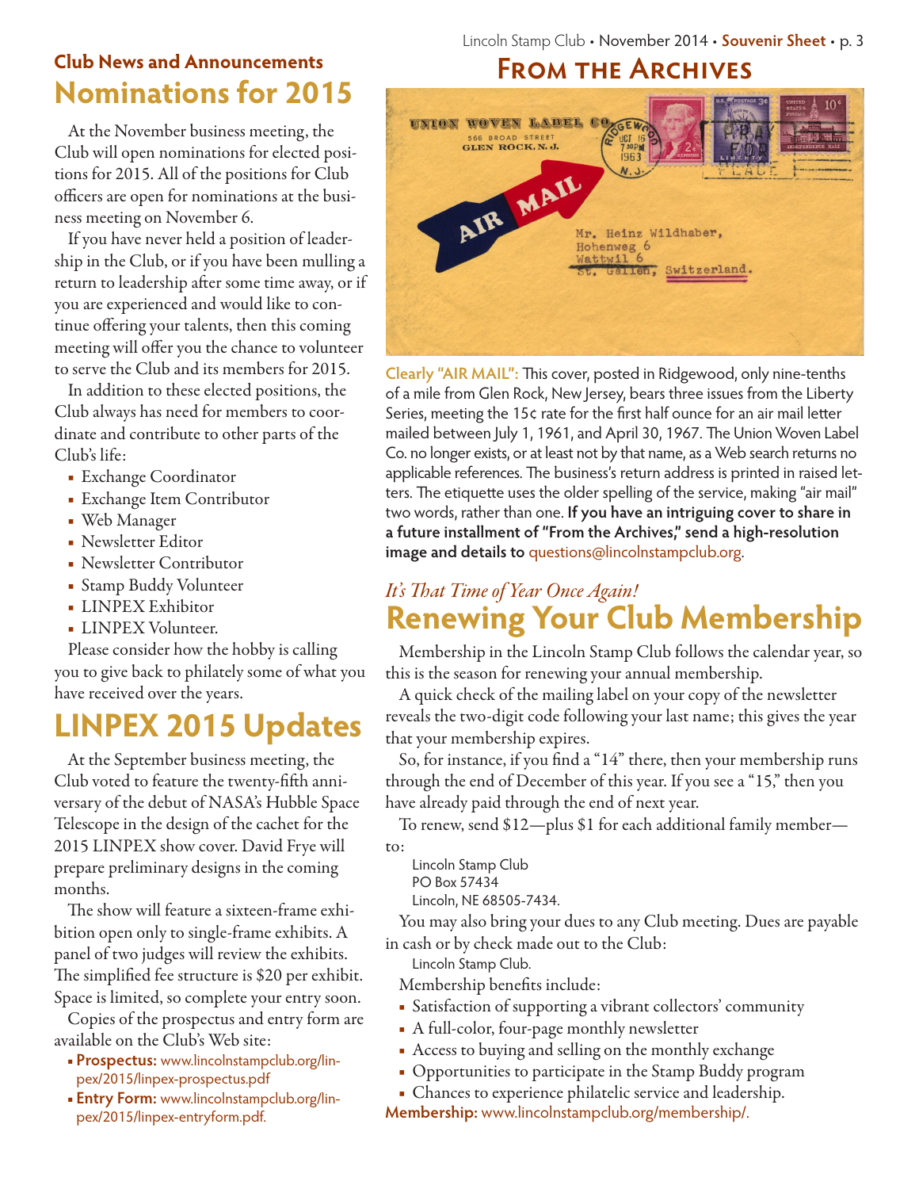## Club News and Announcements

# Nominations for 2015

At the November business meeting, the Club will open nominations for elected positions for 2015. All of the positions for Club officers are open for nominations at the business meeting on November 6.

If you have never held a position of leadership in the Club, or if you have been mulling a return to leadership after some time away, or if you are experienced and would like to continue offering your talents, then this coming meeting will offer you the chance to volunteer to serve the Club and its members for 2015.

In addition to these elected positions, the Club always has need for members to coordinate and contribute to other parts of the Club's life:

- Exchange Coordinator
- Exchange Item Contributor
- Web Manager
- Newsletter Editor
- Newsletter Contributor
- Stamp Buddy Volunteer
- LINPEX Exhibitor
- LINPEX Volunteer.

Please consider how the hobby is calling you to give back to philately some of what you have received over the years.

# LINPEX 2015 Updates

At the September business meeting, the Club voted to feature the twenty-fifth anniversary of the debut of NASA's Hubble Space Telescope in the design of the cachet for the 2015 LINPEX show cover. David Frye will prepare preliminary designs in the coming months.

The show will feature a sixteen-frame exhibition open only to single-frame exhibits. A panel of two judges will review the exhibits. The simplified fee structure is $20 per exhibit. Space is limited, so complete your entry soon.

Copies of the prospectus and entry form are available on the Club's Web site:

- **Prospectus:** www.lincolnstampclub.org/linpex/2015/linpex-prospectus.pdf
- **Entry Form:** www.lincolnstampclub.org/linpex/2015/linpex-entryform.pdf.

# From the Archives

**Clearly "AIR MAIL":** This cover, posted in Ridgewood, only nine-tenths of a mile from Glen Rock, New Jersey, bears three issues from the Liberty Series, meeting the 15¢ rate for the first half ounce for an air mail letter mailed between July 1, 1961, and April 30, 1967. The Union Woven Label Co. no longer exists, or at least not by that name, as a Web search returns no applicable references. The business's return address is printed in raised letters. The etiquette uses the older spelling of the service, making "air mail" two words, rather than one. **If you have an intriguing cover to share in a future installment of "From the Archives," send a high-resolution image and details to** questions@lincolnstampclub.org.

*It's That Time of Year Once Again!*

# Renewing Your Club Membership

Membership in the Lincoln Stamp Club follows the calendar year, so this is the season for renewing your annual membership.

A quick check of the mailing label on your copy of the newsletter reveals the two-digit code following your last name; this gives the year that your membership expires.

So, for instance, if you find a "14" there, then your membership runs through the end of December of this year. If you see a "15," then you have already paid through the end of next year.

To renew, send $12—plus $1 for each additional family member—to:

Lincoln Stamp Club
PO Box 57434
Lincoln, NE 68505-7434.

You may also bring your dues to any Club meeting. Dues are payable in cash or by check made out to the Club:

Lincoln Stamp Club.

Membership benefits include:

- Satisfaction of supporting a vibrant collectors' community
- A full-color, four-page monthly newsletter
- Access to buying and selling on the monthly exchange
- Opportunities to participate in the Stamp Buddy program
- Chances to experience philatelic service and leadership.

**Membership:** www.lincolnstampclub.org/membership/.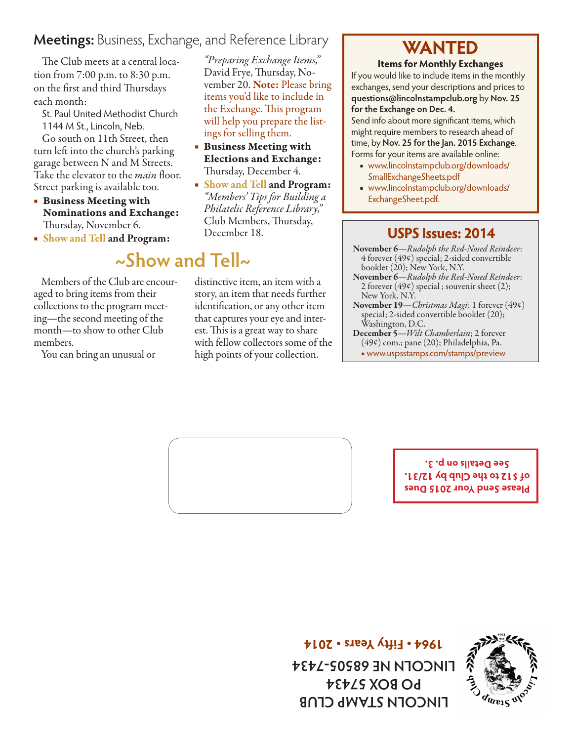## Meetings: Business, Exchange, and Reference Library

The Club meets at a central location from 7:00 p.m. to 8:30 p.m. on the first and third Thursdays each month:

St. Paul United Methodist Church
1144 M St., Lincoln, Neb.

Go south on 11th Street, then turn left into the church's parking garage between N and M Streets. Take the elevator to the *main* floor. Street parking is available too.

- **Business Meeting with Nominations and Exchange:** Thursday, November 6.
- **Show and Tell and Program:** *"Preparing Exchange Items,"* David Frye, Thursday, November 20. **Note:** Please bring items you'd like to include in the Exchange. This program will help you prepare the listings for selling them.
- **Business Meeting with Elections and Exchange:** Thursday, December 4.
- **Show and Tell and Program:** *"Members' Tips for Building a Philatelic Reference Library,"* Club Members, Thursday, December 18.

## ~Show and Tell~

Members of the Club are encouraged to bring items from their collections to the program meeting—the second meeting of the month—to show to other Club members.

You can bring an unusual or distinctive item, an item with a story, an item that needs further identification, or any other item that captures your eye and interest. This is a great way to share with fellow collectors some of the high points of your collection.

## WANTED

**Items for Monthly Exchanges**

If you would like to include items in the monthly exchanges, send your descriptions and prices to **questions@lincolnstampclub.org** by **Nov. 25 for the Exchange on Dec. 4.**

Send info about more significant items, which might require members to research ahead of time, by **Nov. 25 for the Jan. 2015 Exchange**.

Forms for your items are available online:

- www.lincolnstampclub.org/downloads/SmallExchangeSheets.pdf
- www.lincolnstampclub.org/downloads/ExchangeSheet.pdf.

## USPS Issues: 2014

**November 6**—*Rudolph the Red-Nosed Reindeer*: 4 forever (49¢) special; 2-sided convertible booklet (20); New York, N.Y.

**November 6**—*Rudolph the Red-Nosed Reindeer*: 2 forever (49¢) special ; souvenir sheet (2); New York, N.Y.

**November 19**—*Christmas Magi*: 1 forever (49¢) special; 2-sided convertible booklet (20); Washington, D.C.

**December 5**—*Wilt Chamberlain*; 2 forever (49¢) com.; pane (20); Philadelphia, Pa.

- www.uspsstamps.com/stamps/preview

**Please Send Your 2015 Dues of $12 to the Club by 12/31. See Details on p. 3.**

LINCOLN STAMP CLUB
PO BOX 57434
LINCOLN NE 68505-7434

1964 • Fifty Years • 2014